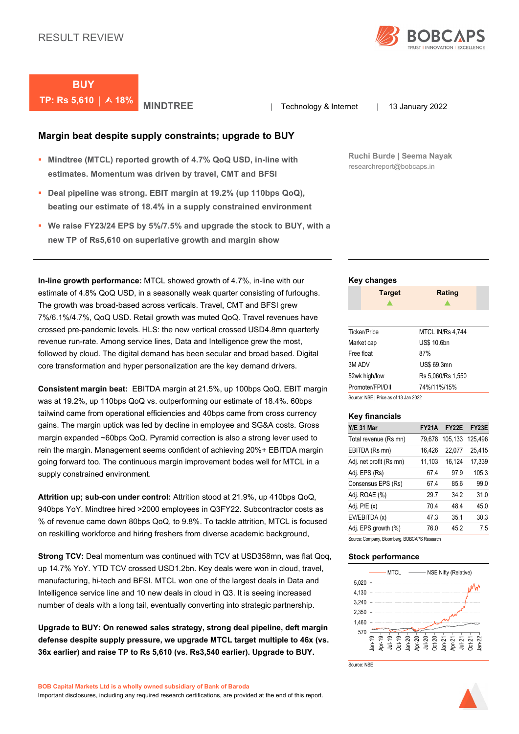RESULT REVIEW

**BUY**

**TP: Rs 5,610 | ⮝ 18%**

**MINDTREE** | Technology & Internet | 13 January 2022

## Margin beat despite supply constraints; upgrade to BUY

- **Mindtree (MTCL) reported growth of 4.7% QoQ USD, in-line with estimates. Momentum was driven by travel, CMT and BFSI**
- **Deal pipeline was strong. EBIT margin at 19.2% (up 110bps QoQ), beating our estimate of 18.4% in a supply constrained environment**
- **We raise FY23/24 EPS by 5%/7.5% and upgrade the stock to BUY, with a new TP of Rs5,610 on superlative growth and margin show**

**Ruchi Burde | Seema Nayak**
researchreport@bobcaps.in

**In-line growth performance:** MTCL showed growth of 4.7%, in-line with our estimate of 4.8% QoQ USD, in a seasonally weak quarter consisting of furloughs. The growth was broad-based across verticals. Travel, CMT and BFSI grew 7%/6.1%/4.7%, QoQ USD. Retail growth was muted QoQ. Travel revenues have crossed pre-pandemic levels. HLS: the new vertical crossed USD4.8mn quarterly revenue run-rate. Among service lines, Data and Intelligence grew the most, followed by cloud. The digital demand has been secular and broad based. Digital core transformation and hyper personalization are the key demand drivers.

**Consistent margin beat:** EBITDA margin at 21.5%, up 100bps QoQ. EBIT margin was at 19.2%, up 110bps QoQ. vs. outperforming our estimate of 18.4%. 60bps tailwind came from operational efficiencies and 40bps came from cross currency gains. The margin uptick was led by decline in employee and SG&A costs. Gross margin expanded ~60bps QoQ. Pyramid correction is also a strong lever used to rein the margin. Management seems confident of achieving 20%+ EBITDA margin going forward too. The continuous margin improvement bodes well for MTCL in a supply constrained environment.

**Attrition up; sub-con under control:** Attrition stood at 21.9%, up 410bps QoQ, 940bps YoY. Mindtree hired >2000 employees in Q3FY22. Subcontractor costs as % of revenue came down 80bps QoQ, to 9.8%. To tackle attrition, MTCL is focused on reskilling workforce and hiring freshers from diverse academic background,

**Strong TCV:** Deal momentum was continued with TCV at USD358mn, was flat Qoq, up 14.7% YoY. YTD TCV crossed USD1.2bn. Key deals were won in cloud, travel, manufacturing, hi-tech and BFSI. MTCL won one of the largest deals in Data and Intelligence service line and 10 new deals in cloud in Q3. It is seeing increased number of deals with a long tail, eventually converting into strategic partnership.

**Upgrade to BUY: On renewed sales strategy, strong deal pipeline, deft margin defense despite supply pressure, we upgrade MTCL target multiple to 46x (vs. 36x earlier) and raise TP to Rs 5,610 (vs. Rs3,540 earlier). Upgrade to BUY.**

### Key changes

| Target | Rating |
|---|---|
| ▲ | ▲ |

| | |
|---|---|
| Ticker/Price | MTCL IN/Rs 4,744 |
| Market cap | US$ 10.6bn |
| Free float | 87% |
| 3M ADV | US$ 69.3mn |
| 52wk high/low | Rs 5,060/Rs 1,550 |
| Promoter/FPI/DII | 74%/11%/15% |

Source: NSE | Price as of 13 Jan 2022

### Key financials

| Y/E 31 Mar | FY21A | FY22E | FY23E |
|---|---|---|---|
| Total revenue (Rs mn) | 79,678 | 105,133 | 125,496 |
| EBITDA (Rs mn) | 16,426 | 22,077 | 25,415 |
| Adj. net profit (Rs mn) | 11,103 | 16,124 | 17,339 |
| Adj. EPS (Rs) | 67.4 | 97.9 | 105.3 |
| Consensus EPS (Rs) | 67.4 | 85.6 | 99.0 |
| Adj. ROAE (%) | 29.7 | 34.2 | 31.0 |
| Adj. P/E (x) | 70.4 | 48.4 | 45.0 |
| EV/EBITDA (x) | 47.3 | 35.1 | 30.3 |
| Adj. EPS growth (%) | 76.0 | 45.2 | 7.5 |

Source: Company, Bloomberg, BOBCAPS Research

### Stock performance

Source: NSE

**BOB Capital Markets Ltd is a wholly owned subsidiary of Bank of Baroda**
Important disclosures, including any required research certifications, are provided at the end of this report.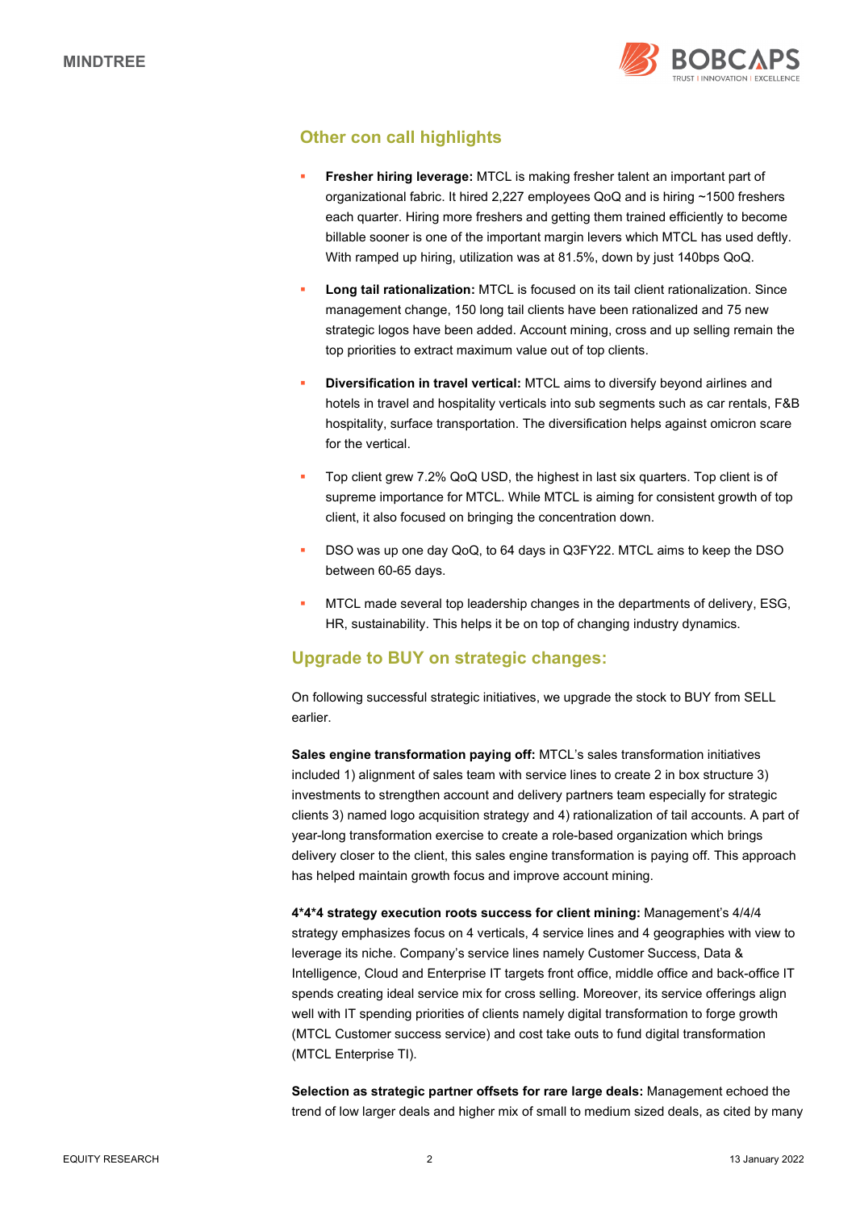## Other con call highlights

- **Fresher hiring leverage:** MTCL is making fresher talent an important part of organizational fabric. It hired 2,227 employees QoQ and is hiring ~1500 freshers each quarter. Hiring more freshers and getting them trained efficiently to become billable sooner is one of the important margin levers which MTCL has used deftly. With ramped up hiring, utilization was at 81.5%, down by just 140bps QoQ.
- **Long tail rationalization:** MTCL is focused on its tail client rationalization. Since management change, 150 long tail clients have been rationalized and 75 new strategic logos have been added. Account mining, cross and up selling remain the top priorities to extract maximum value out of top clients.
- **Diversification in travel vertical:** MTCL aims to diversify beyond airlines and hotels in travel and hospitality verticals into sub segments such as car rentals, F&B hospitality, surface transportation. The diversification helps against omicron scare for the vertical.
- Top client grew 7.2% QoQ USD, the highest in last six quarters. Top client is of supreme importance for MTCL. While MTCL is aiming for consistent growth of top client, it also focused on bringing the concentration down.
- DSO was up one day QoQ, to 64 days in Q3FY22. MTCL aims to keep the DSO between 60-65 days.
- MTCL made several top leadership changes in the departments of delivery, ESG, HR, sustainability. This helps it be on top of changing industry dynamics.

## Upgrade to BUY on strategic changes:

On following successful strategic initiatives, we upgrade the stock to BUY from SELL earlier.

**Sales engine transformation paying off:** MTCL's sales transformation initiatives included 1) alignment of sales team with service lines to create 2 in box structure 3) investments to strengthen account and delivery partners team especially for strategic clients 3) named logo acquisition strategy and 4) rationalization of tail accounts. A part of year-long transformation exercise to create a role-based organization which brings delivery closer to the client, this sales engine transformation is paying off. This approach has helped maintain growth focus and improve account mining.

**4*4*4 strategy execution roots success for client mining:** Management's 4/4/4 strategy emphasizes focus on 4 verticals, 4 service lines and 4 geographies with view to leverage its niche. Company's service lines namely Customer Success, Data & Intelligence, Cloud and Enterprise IT targets front office, middle office and back-office IT spends creating ideal service mix for cross selling. Moreover, its service offerings align well with IT spending priorities of clients namely digital transformation to forge growth (MTCL Customer success service) and cost take outs to fund digital transformation (MTCL Enterprise TI).

**Selection as strategic partner offsets for rare large deals:** Management echoed the trend of low larger deals and higher mix of small to medium sized deals, as cited by many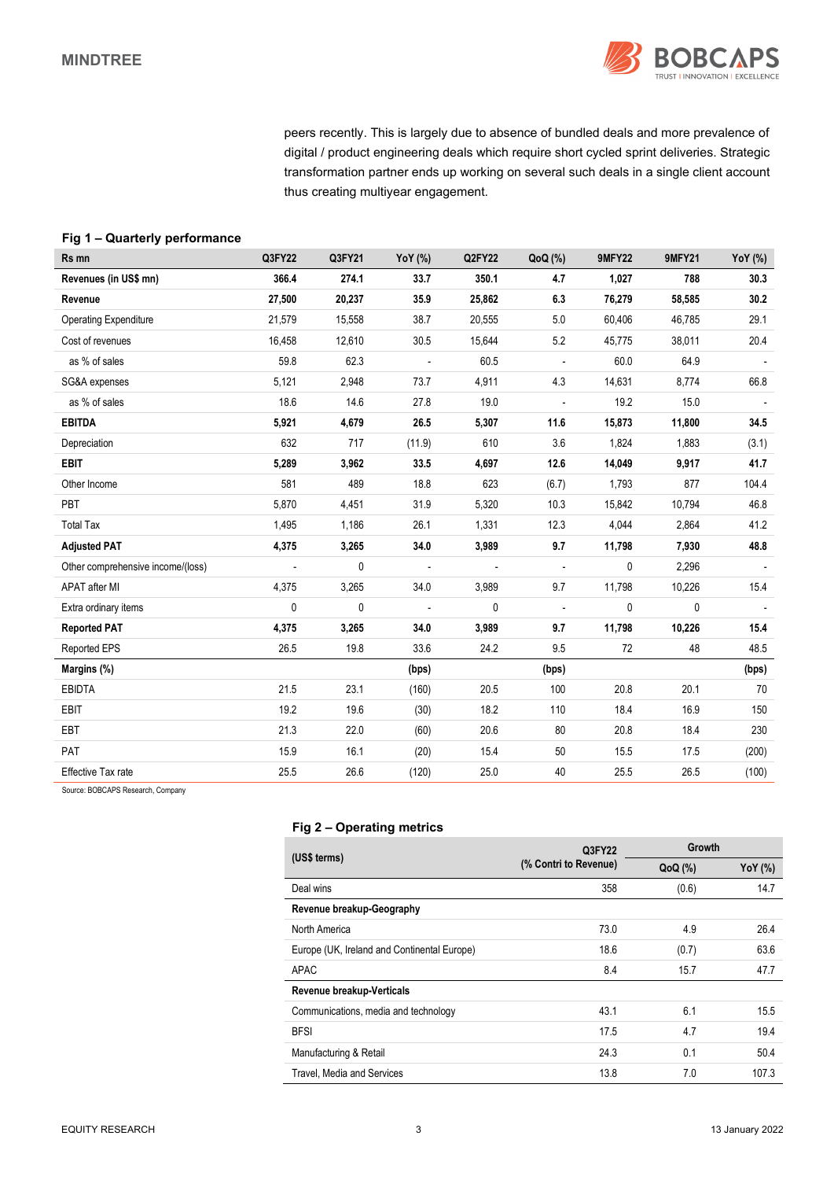peers recently. This is largely due to absence of bundled deals and more prevalence of digital / product engineering deals which require short cycled sprint deliveries. Strategic transformation partner ends up working on several such deals in a single client account thus creating multiyear engagement.

### Fig 1 – Quarterly performance

| Rs mn | Q3FY22 | Q3FY21 | YoY (%) | Q2FY22 | QoQ (%) | 9MFY22 | 9MFY21 | YoY (%) |
|---|---|---|---|---|---|---|---|---|
| **Revenues (in US$ mn)** | **366.4** | **274.1** | **33.7** | **350.1** | **4.7** | **1,027** | **788** | **30.3** |
| **Revenue** | **27,500** | **20,237** | **35.9** | **25,862** | **6.3** | **76,279** | **58,585** | **30.2** |
| Operating Expenditure | 21,579 | 15,558 | 38.7 | 20,555 | 5.0 | 60,406 | 46,785 | 29.1 |
| Cost of revenues | 16,458 | 12,610 | 30.5 | 15,644 | 5.2 | 45,775 | 38,011 | 20.4 |
| as % of sales | 59.8 | 62.3 | - | 60.5 | - | 60.0 | 64.9 | - |
| SG&A expenses | 5,121 | 2,948 | 73.7 | 4,911 | 4.3 | 14,631 | 8,774 | 66.8 |
| as % of sales | 18.6 | 14.6 | 27.8 | 19.0 | - | 19.2 | 15.0 | - |
| **EBITDA** | **5,921** | **4,679** | **26.5** | **5,307** | **11.6** | **15,873** | **11,800** | **34.5** |
| Depreciation | 632 | 717 | (11.9) | 610 | 3.6 | 1,824 | 1,883 | (3.1) |
| **EBIT** | **5,289** | **3,962** | **33.5** | **4,697** | **12.6** | **14,049** | **9,917** | **41.7** |
| Other Income | 581 | 489 | 18.8 | 623 | (6.7) | 1,793 | 877 | 104.4 |
| PBT | 5,870 | 4,451 | 31.9 | 5,320 | 10.3 | 15,842 | 10,794 | 46.8 |
| Total Tax | 1,495 | 1,186 | 26.1 | 1,331 | 12.3 | 4,044 | 2,864 | 41.2 |
| **Adjusted PAT** | **4,375** | **3,265** | **34.0** | **3,989** | **9.7** | **11,798** | **7,930** | **48.8** |
| Other comprehensive income/(loss) | - | 0 | - | - | - | 0 | 2,296 | - |
| APAT after MI | 4,375 | 3,265 | 34.0 | 3,989 | 9.7 | 11,798 | 10,226 | 15.4 |
| Extra ordinary items | 0 | 0 | - | 0 | - | 0 | 0 | - |
| **Reported PAT** | **4,375** | **3,265** | **34.0** | **3,989** | **9.7** | **11,798** | **10,226** | **15.4** |
| Reported EPS | 26.5 | 19.8 | 33.6 | 24.2 | 9.5 | 72 | 48 | 48.5 |
| **Margins (%)** | | | **(bps)** | | **(bps)** | | | **(bps)** |
| EBIDTA | 21.5 | 23.1 | (160) | 20.5 | 100 | 20.8 | 20.1 | 70 |
| EBIT | 19.2 | 19.6 | (30) | 18.2 | 110 | 18.4 | 16.9 | 150 |
| EBT | 21.3 | 22.0 | (60) | 20.6 | 80 | 20.8 | 18.4 | 230 |
| PAT | 15.9 | 16.1 | (20) | 15.4 | 50 | 15.5 | 17.5 | (200) |
| Effective Tax rate | 25.5 | 26.6 | (120) | 25.0 | 40 | 25.5 | 26.5 | (100) |

Source: BOBCAPS Research, Company

### Fig 2 – Operating metrics

| (US$ terms) | Q3FY22 (% Contri to Revenue) | Growth | |
|---|---|---|---|
| | | QoQ (%) | YoY (%) |
| Deal wins | 358 | (0.6) | 14.7 |
| **Revenue breakup-Geography** | | | |
| North America | 73.0 | 4.9 | 26.4 |
| Europe (UK, Ireland and Continental Europe) | 18.6 | (0.7) | 63.6 |
| APAC | 8.4 | 15.7 | 47.7 |
| **Revenue breakup-Verticals** | | | |
| Communications, media and technology | 43.1 | 6.1 | 15.5 |
| BFSI | 17.5 | 4.7 | 19.4 |
| Manufacturing & Retail | 24.3 | 0.1 | 50.4 |
| Travel, Media and Services | 13.8 | 7.0 | 107.3 |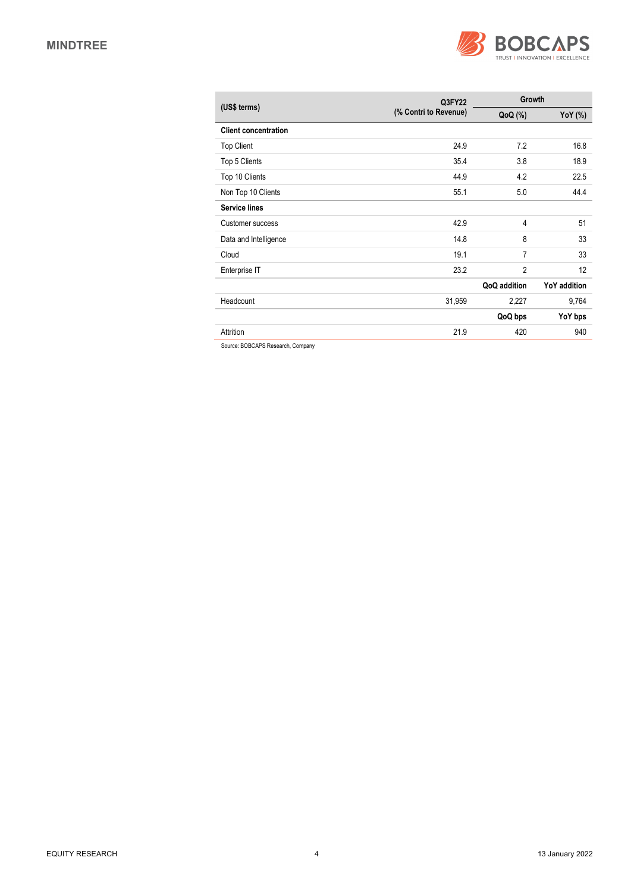| (US$ terms) | Q3FY22 (% Contri to Revenue) | Growth | |
|---|---|---|---|
| | | QoQ (%) | YoY (%) |
| **Client concentration** | | | |
| Top Client | 24.9 | 7.2 | 16.8 |
| Top 5 Clients | 35.4 | 3.8 | 18.9 |
| Top 10 Clients | 44.9 | 4.2 | 22.5 |
| Non Top 10 Clients | 55.1 | 5.0 | 44.4 |
| **Service lines** | | | |
| Customer success | 42.9 | 4 | 51 |
| Data and Intelligence | 14.8 | 8 | 33 |
| Cloud | 19.1 | 7 | 33 |
| Enterprise IT | 23.2 | 2 | 12 |
| | | **QoQ addition** | **YoY addition** |
| Headcount | 31,959 | 2,227 | 9,764 |
| | | **QoQ bps** | **YoY bps** |
| Attrition | 21.9 | 420 | 940 |

Source: BOBCAPS Research, Company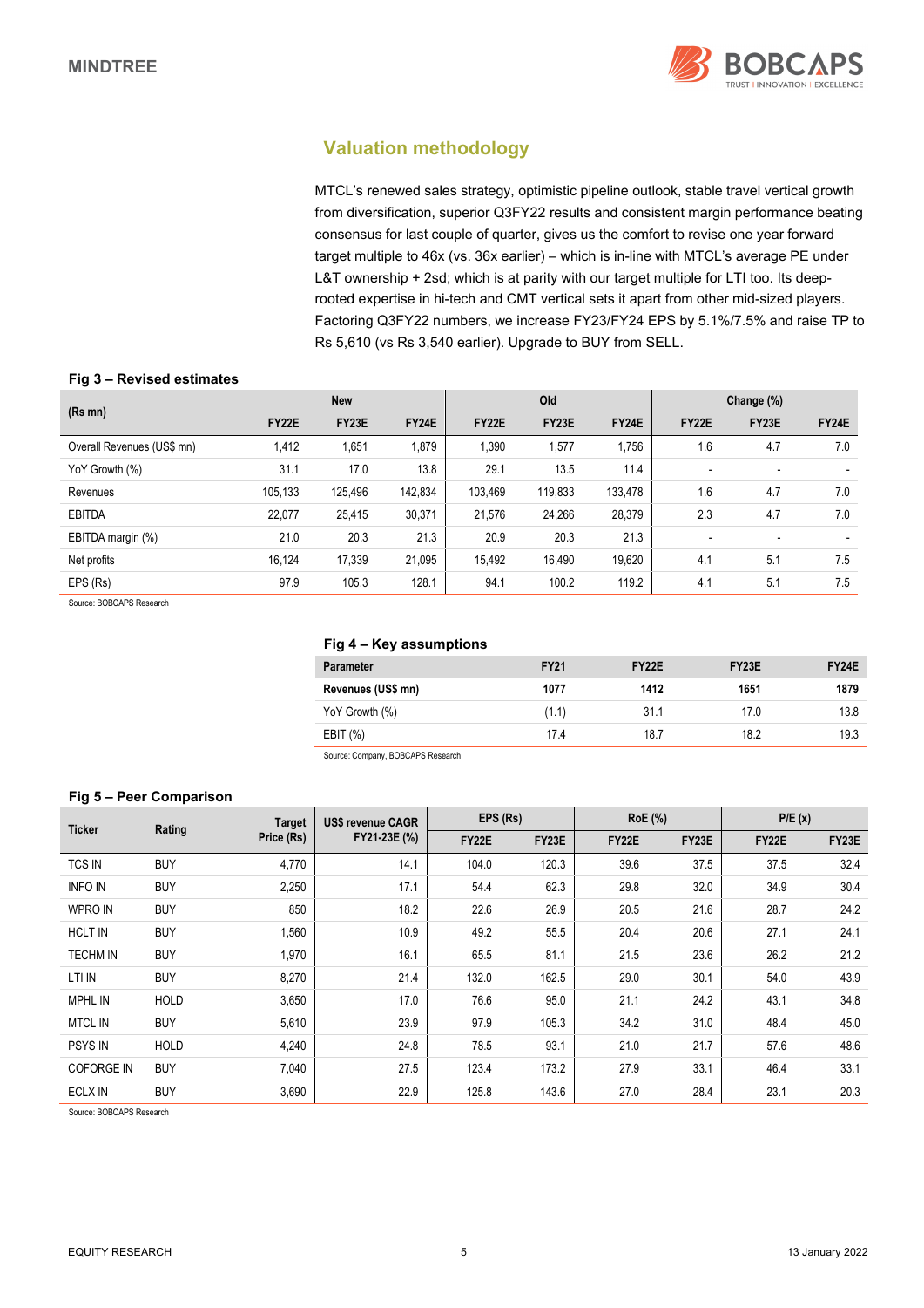## Valuation methodology

MTCL's renewed sales strategy, optimistic pipeline outlook, stable travel vertical growth from diversification, superior Q3FY22 results and consistent margin performance beating consensus for last couple of quarter, gives us the comfort to revise one year forward target multiple to 46x (vs. 36x earlier) – which is in-line with MTCL's average PE under L&T ownership + 2sd; which is at parity with our target multiple for LTI too. Its deep-rooted expertise in hi-tech and CMT vertical sets it apart from other mid-sized players. Factoring Q3FY22 numbers, we increase FY23/FY24 EPS by 5.1%/7.5% and raise TP to Rs 5,610 (vs Rs 3,540 earlier). Upgrade to BUY from SELL.

**Fig 3 – Revised estimates**

| (Rs mn) | New | | | Old | | | Change (%) | | |
|---|---|---|---|---|---|---|---|---|---|
| | FY22E | FY23E | FY24E | FY22E | FY23E | FY24E | FY22E | FY23E | FY24E |
| Overall Revenues (US$ mn) | 1,412 | 1,651 | 1,879 | 1,390 | 1,577 | 1,756 | 1.6 | 4.7 | 7.0 |
| YoY Growth (%) | 31.1 | 17.0 | 13.8 | 29.1 | 13.5 | 11.4 | - | - | - |
| Revenues | 105,133 | 125,496 | 142,834 | 103,469 | 119,833 | 133,478 | 1.6 | 4.7 | 7.0 |
| EBITDA | 22,077 | 25,415 | 30,371 | 21,576 | 24,266 | 28,379 | 2.3 | 4.7 | 7.0 |
| EBITDA margin (%) | 21.0 | 20.3 | 21.3 | 20.9 | 20.3 | 21.3 | - | - | - |
| Net profits | 16,124 | 17,339 | 21,095 | 15,492 | 16,490 | 19,620 | 4.1 | 5.1 | 7.5 |
| EPS (Rs) | 97.9 | 105.3 | 128.1 | 94.1 | 100.2 | 119.2 | 4.1 | 5.1 | 7.5 |

Source: BOBCAPS Research

**Fig 4 – Key assumptions**

| Parameter | FY21 | FY22E | FY23E | FY24E |
|---|---|---|---|---|
| **Revenues (US$ mn)** | **1077** | **1412** | **1651** | **1879** |
| YoY Growth (%) | (1.1) | 31.1 | 17.0 | 13.8 |
| EBIT (%) | 17.4 | 18.7 | 18.2 | 19.3 |

Source: Company, BOBCAPS Research

**Fig 5 – Peer Comparison**

| Ticker | Rating | Target Price (Rs) | US$ revenue CAGR FY21-23E (%) | EPS (Rs) | | RoE (%) | | P/E (x) | |
|---|---|---|---|---|---|---|---|---|---|
| | | | | FY22E | FY23E | FY22E | FY23E | FY22E | FY23E |
| TCS IN | BUY | 4,770 | 14.1 | 104.0 | 120.3 | 39.6 | 37.5 | 37.5 | 32.4 |
| INFO IN | BUY | 2,250 | 17.1 | 54.4 | 62.3 | 29.8 | 32.0 | 34.9 | 30.4 |
| WPRO IN | BUY | 850 | 18.2 | 22.6 | 26.9 | 20.5 | 21.6 | 28.7 | 24.2 |
| HCLT IN | BUY | 1,560 | 10.9 | 49.2 | 55.5 | 20.4 | 20.6 | 27.1 | 24.1 |
| TECHM IN | BUY | 1,970 | 16.1 | 65.5 | 81.1 | 21.5 | 23.6 | 26.2 | 21.2 |
| LTI IN | BUY | 8,270 | 21.4 | 132.0 | 162.5 | 29.0 | 30.1 | 54.0 | 43.9 |
| MPHL IN | HOLD | 3,650 | 17.0 | 76.6 | 95.0 | 21.1 | 24.2 | 43.1 | 34.8 |
| MTCL IN | BUY | 5,610 | 23.9 | 97.9 | 105.3 | 34.2 | 31.0 | 48.4 | 45.0 |
| PSYS IN | HOLD | 4,240 | 24.8 | 78.5 | 93.1 | 21.0 | 21.7 | 57.6 | 48.6 |
| COFORGE IN | BUY | 7,040 | 27.5 | 123.4 | 173.2 | 27.9 | 33.1 | 46.4 | 33.1 |
| ECLX IN | BUY | 3,690 | 22.9 | 125.8 | 143.6 | 27.0 | 28.4 | 23.1 | 20.3 |

Source: BOBCAPS Research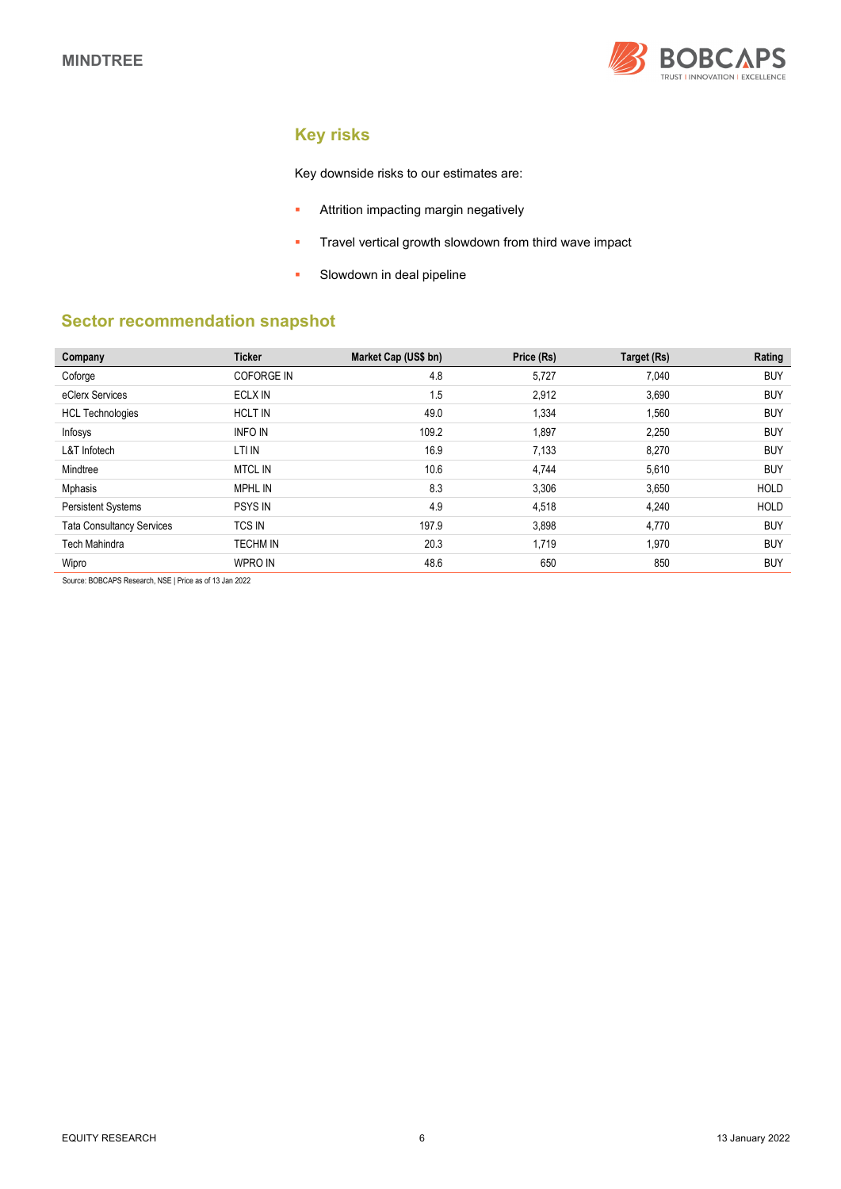## Key risks

Key downside risks to our estimates are:

- Attrition impacting margin negatively
- Travel vertical growth slowdown from third wave impact
- Slowdown in deal pipeline

## Sector recommendation snapshot

| Company | Ticker | Market Cap (US$ bn) | Price (Rs) | Target (Rs) | Rating |
|---|---|---|---|---|---|
| Coforge | COFORGE IN | 4.8 | 5,727 | 7,040 | BUY |
| eClerx Services | ECLX IN | 1.5 | 2,912 | 3,690 | BUY |
| HCL Technologies | HCLT IN | 49.0 | 1,334 | 1,560 | BUY |
| Infosys | INFO IN | 109.2 | 1,897 | 2,250 | BUY |
| L&T Infotech | LTI IN | 16.9 | 7,133 | 8,270 | BUY |
| Mindtree | MTCL IN | 10.6 | 4,744 | 5,610 | BUY |
| Mphasis | MPHL IN | 8.3 | 3,306 | 3,650 | HOLD |
| Persistent Systems | PSYS IN | 4.9 | 4,518 | 4,240 | HOLD |
| Tata Consultancy Services | TCS IN | 197.9 | 3,898 | 4,770 | BUY |
| Tech Mahindra | TECHM IN | 20.3 | 1,719 | 1,970 | BUY |
| Wipro | WPRO IN | 48.6 | 650 | 850 | BUY |

Source: BOBCAPS Research, NSE | Price as of 13 Jan 2022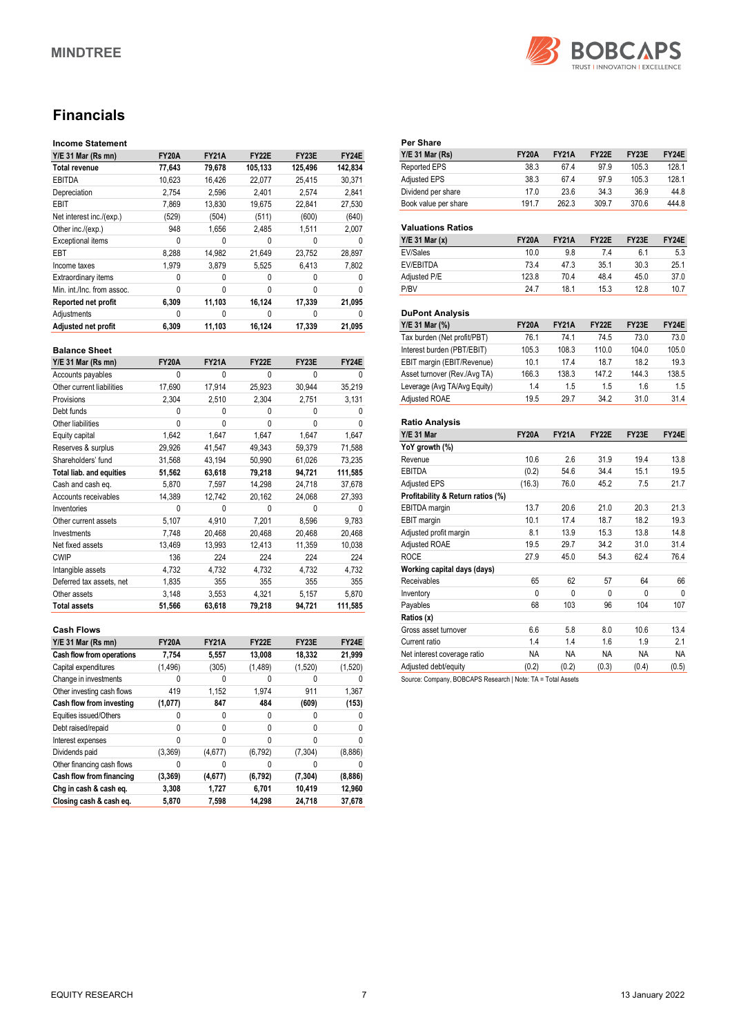# Financials

### Income Statement

| Y/E 31 Mar (Rs mn) | FY20A | FY21A | FY22E | FY23E | FY24E |
|---|---|---|---|---|---|
| **Total revenue** | **77,643** | **79,678** | **105,133** | **125,496** | **142,834** |
| EBITDA | 10,623 | 16,426 | 22,077 | 25,415 | 30,371 |
| Depreciation | 2,754 | 2,596 | 2,401 | 2,574 | 2,841 |
| EBIT | 7,869 | 13,830 | 19,675 | 22,841 | 27,530 |
| Net interest inc./(exp.) | (529) | (504) | (511) | (600) | (640) |
| Other inc./(exp.) | 948 | 1,656 | 2,485 | 1,511 | 2,007 |
| Exceptional items | 0 | 0 | 0 | 0 | 0 |
| EBT | 8,288 | 14,982 | 21,649 | 23,752 | 28,897 |
| Income taxes | 1,979 | 3,879 | 5,525 | 6,413 | 7,802 |
| Extraordinary items | 0 | 0 | 0 | 0 | 0 |
| Min. int./Inc. from assoc. | 0 | 0 | 0 | 0 | 0 |
| **Reported net profit** | **6,309** | **11,103** | **16,124** | **17,339** | **21,095** |
| Adjustments | 0 | 0 | 0 | 0 | 0 |
| **Adjusted net profit** | **6,309** | **11,103** | **16,124** | **17,339** | **21,095** |

### Balance Sheet

| Y/E 31 Mar (Rs mn) | FY20A | FY21A | FY22E | FY23E | FY24E |
|---|---|---|---|---|---|
| Accounts payables | 0 | 0 | 0 | 0 | 0 |
| Other current liabilities | 17,690 | 17,914 | 25,923 | 30,944 | 35,219 |
| Provisions | 2,304 | 2,510 | 2,304 | 2,751 | 3,131 |
| Debt funds | 0 | 0 | 0 | 0 | 0 |
| Other liabilities | 0 | 0 | 0 | 0 | 0 |
| Equity capital | 1,642 | 1,647 | 1,647 | 1,647 | 1,647 |
| Reserves & surplus | 29,926 | 41,547 | 49,343 | 59,379 | 71,588 |
| Shareholders' fund | 31,568 | 43,194 | 50,990 | 61,026 | 73,235 |
| **Total liab. and equities** | **51,562** | **63,618** | **79,218** | **94,721** | **111,585** |
| Cash and cash eq. | 5,870 | 7,597 | 14,298 | 24,718 | 37,678 |
| Accounts receivables | 14,389 | 12,742 | 20,162 | 24,068 | 27,393 |
| Inventories | 0 | 0 | 0 | 0 | 0 |
| Other current assets | 5,107 | 4,910 | 7,201 | 8,596 | 9,783 |
| Investments | 7,748 | 20,468 | 20,468 | 20,468 | 20,468 |
| Net fixed assets | 13,469 | 13,993 | 12,413 | 11,359 | 10,038 |
| CWIP | 136 | 224 | 224 | 224 | 224 |
| Intangible assets | 4,732 | 4,732 | 4,732 | 4,732 | 4,732 |
| Deferred tax assets, net | 1,835 | 355 | 355 | 355 | 355 |
| Other assets | 3,148 | 3,553 | 4,321 | 5,157 | 5,870 |
| **Total assets** | **51,566** | **63,618** | **79,218** | **94,721** | **111,585** |

### Cash Flows

| Y/E 31 Mar (Rs mn) | FY20A | FY21A | FY22E | FY23E | FY24E |
|---|---|---|---|---|---|
| **Cash flow from operations** | **7,754** | **5,557** | **13,008** | **18,332** | **21,999** |
| Capital expenditures | (1,496) | (305) | (1,489) | (1,520) | (1,520) |
| Change in investments | 0 | 0 | 0 | 0 | 0 |
| Other investing cash flows | 419 | 1,152 | 1,974 | 911 | 1,367 |
| **Cash flow from investing** | **(1,077)** | **847** | **484** | **(609)** | **(153)** |
| Equities issued/Others | 0 | 0 | 0 | 0 | 0 |
| Debt raised/repaid | 0 | 0 | 0 | 0 | 0 |
| Interest expenses | 0 | 0 | 0 | 0 | 0 |
| Dividends paid | (3,369) | (4,677) | (6,792) | (7,304) | (8,886) |
| Other financing cash flows | 0 | 0 | 0 | 0 | 0 |
| **Cash flow from financing** | **(3,369)** | **(4,677)** | **(6,792)** | **(7,304)** | **(8,886)** |
| **Chg in cash & cash eq.** | **3,308** | **1,727** | **6,701** | **10,419** | **12,960** |
| **Closing cash & cash eq.** | **5,870** | **7,598** | **14,298** | **24,718** | **37,678** |

### Per Share

| Y/E 31 Mar (Rs) | FY20A | FY21A | FY22E | FY23E | FY24E |
|---|---|---|---|---|---|
| Reported EPS | 38.3 | 67.4 | 97.9 | 105.3 | 128.1 |
| Adjusted EPS | 38.3 | 67.4 | 97.9 | 105.3 | 128.1 |
| Dividend per share | 17.0 | 23.6 | 34.3 | 36.9 | 44.8 |
| Book value per share | 191.7 | 262.3 | 309.7 | 370.6 | 444.8 |

### Valuations Ratios

| Y/E 31 Mar (x) | FY20A | FY21A | FY22E | FY23E | FY24E |
|---|---|---|---|---|---|
| EV/Sales | 10.0 | 9.8 | 7.4 | 6.1 | 5.3 |
| EV/EBITDA | 73.4 | 47.3 | 35.1 | 30.3 | 25.1 |
| Adjusted P/E | 123.8 | 70.4 | 48.4 | 45.0 | 37.0 |
| P/BV | 24.7 | 18.1 | 15.3 | 12.8 | 10.7 |

### DuPont Analysis

| Y/E 31 Mar (%) | FY20A | FY21A | FY22E | FY23E | FY24E |
|---|---|---|---|---|---|
| Tax burden (Net profit/PBT) | 76.1 | 74.1 | 74.5 | 73.0 | 73.0 |
| Interest burden (PBT/EBIT) | 105.3 | 108.3 | 110.0 | 104.0 | 105.0 |
| EBIT margin (EBIT/Revenue) | 10.1 | 17.4 | 18.7 | 18.2 | 19.3 |
| Asset turnover (Rev./Avg TA) | 166.3 | 138.3 | 147.2 | 144.3 | 138.5 |
| Leverage (Avg TA/Avg Equity) | 1.4 | 1.5 | 1.5 | 1.6 | 1.5 |
| Adjusted ROAE | 19.5 | 29.7 | 34.2 | 31.0 | 31.4 |

### Ratio Analysis

| Y/E 31 Mar | FY20A | FY21A | FY22E | FY23E | FY24E |
|---|---|---|---|---|---|
| **YoY growth (%)** | | | | | |
| Revenue | 10.6 | 2.6 | 31.9 | 19.4 | 13.8 |
| EBITDA | (0.2) | 54.6 | 34.4 | 15.1 | 19.5 |
| Adjusted EPS | (16.3) | 76.0 | 45.2 | 7.5 | 21.7 |
| **Profitability & Return ratios (%)** | | | | | |
| EBITDA margin | 13.7 | 20.6 | 21.0 | 20.3 | 21.3 |
| EBIT margin | 10.1 | 17.4 | 18.7 | 18.2 | 19.3 |
| Adjusted profit margin | 8.1 | 13.9 | 15.3 | 13.8 | 14.8 |
| Adjusted ROAE | 19.5 | 29.7 | 34.2 | 31.0 | 31.4 |
| ROCE | 27.9 | 45.0 | 54.3 | 62.4 | 76.4 |
| **Working capital days (days)** | | | | | |
| Receivables | 65 | 62 | 57 | 64 | 66 |
| Inventory | 0 | 0 | 0 | 0 | 0 |
| Payables | 68 | 103 | 96 | 104 | 107 |
| **Ratios (x)** | | | | | |
| Gross asset turnover | 6.6 | 5.8 | 8.0 | 10.6 | 13.4 |
| Current ratio | 1.4 | 1.4 | 1.6 | 1.9 | 2.1 |
| Net interest coverage ratio | NA | NA | NA | NA | NA |
| Adjusted debt/equity | (0.2) | (0.2) | (0.3) | (0.4) | (0.5) |

Source: Company, BOBCAPS Research | Note: TA = Total Assets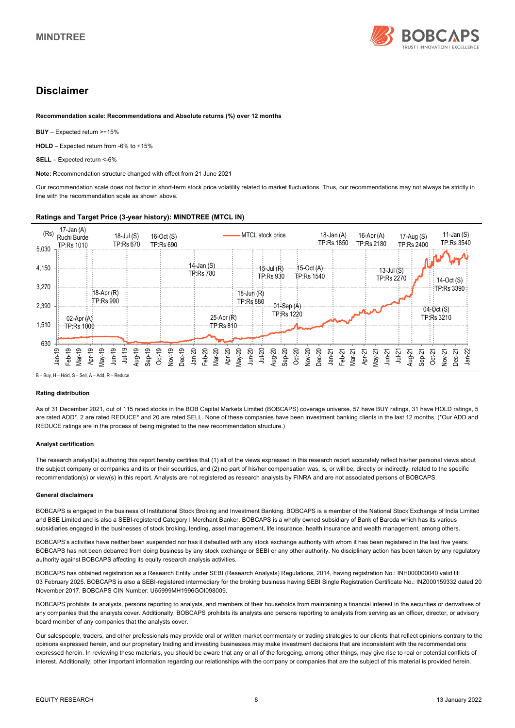# Disclaimer

**Recommendation scale: Recommendations and Absolute returns (%) over 12 months**

**BUY** – Expected return >+15%

**HOLD** – Expected return from -6% to +15%

**SELL** – Expected return <-6%

**Note:** Recommendation structure changed with effect from 21 June 2021

Our recommendation scale does not factor in short-term stock price volatility related to market fluctuations. Thus, our recommendations may not always be strictly in line with the recommendation scale as shown above.

**Ratings and Target Price (3-year history): MINDTREE (MTCL IN)**

B – Buy, H – Hold, S – Sell, A – Add, R – Reduce

**Rating distribution**

As of 31 December 2021, out of 115 rated stocks in the BOB Capital Markets Limited (BOBCAPS) coverage universe, 57 have BUY ratings, 31 have HOLD ratings, 5 are rated ADD*, 2 are rated REDUCE* and 20 are rated SELL. None of these companies have been investment banking clients in the last 12 months. (*Our ADD and REDUCE ratings are in the process of being migrated to the new recommendation structure.)

**Analyst certification**

The research analyst(s) authoring this report hereby certifies that (1) all of the views expressed in this research report accurately reflect his/her personal views about the subject company or companies and its or their securities, and (2) no part of his/her compensation was, is, or will be, directly or indirectly, related to the specific recommendation(s) or view(s) in this report. Analysts are not registered as research analysts by FINRA and are not associated persons of BOBCAPS.

**General disclaimers**

BOBCAPS is engaged in the business of Institutional Stock Broking and Investment Banking. BOBCAPS is a member of the National Stock Exchange of India Limited and BSE Limited and is also a SEBI-registered Category I Merchant Banker. BOBCAPS is a wholly owned subsidiary of Bank of Baroda which has its various subsidiaries engaged in the businesses of stock broking, lending, asset management, life insurance, health insurance and wealth management, among others.

BOBCAPS's activities have neither been suspended nor has it defaulted with any stock exchange authority with whom it has been registered in the last five years. BOBCAPS has not been debarred from doing business by any stock exchange or SEBI or any other authority. No disciplinary action has been taken by any regulatory authority against BOBCAPS affecting its equity research analysis activities.

BOBCAPS has obtained registration as a Research Entity under SEBI (Research Analysts) Regulations, 2014, having registration No.: INH000000040 valid till 03 February 2025. BOBCAPS is also a SEBI-registered intermediary for the broking business having SEBI Single Registration Certificate No.: INZ000159332 dated 20 November 2017. BOBCAPS CIN Number: U65999MH1996GOI098009.

BOBCAPS prohibits its analysts, persons reporting to analysts, and members of their households from maintaining a financial interest in the securities or derivatives of any companies that the analysts cover. Additionally, BOBCAPS prohibits its analysts and persons reporting to analysts from serving as an officer, director, or advisory board member of any companies that the analysts cover.

Our salespeople, traders, and other professionals may provide oral or written market commentary or trading strategies to our clients that reflect opinions contrary to the opinions expressed herein, and our proprietary trading and investing businesses may make investment decisions that are inconsistent with the recommendations expressed herein. In reviewing these materials, you should be aware that any or all of the foregoing, among other things, may give rise to real or potential conflicts of interest. Additionally, other important information regarding our relationships with the company or companies that are the subject of this material is provided herein.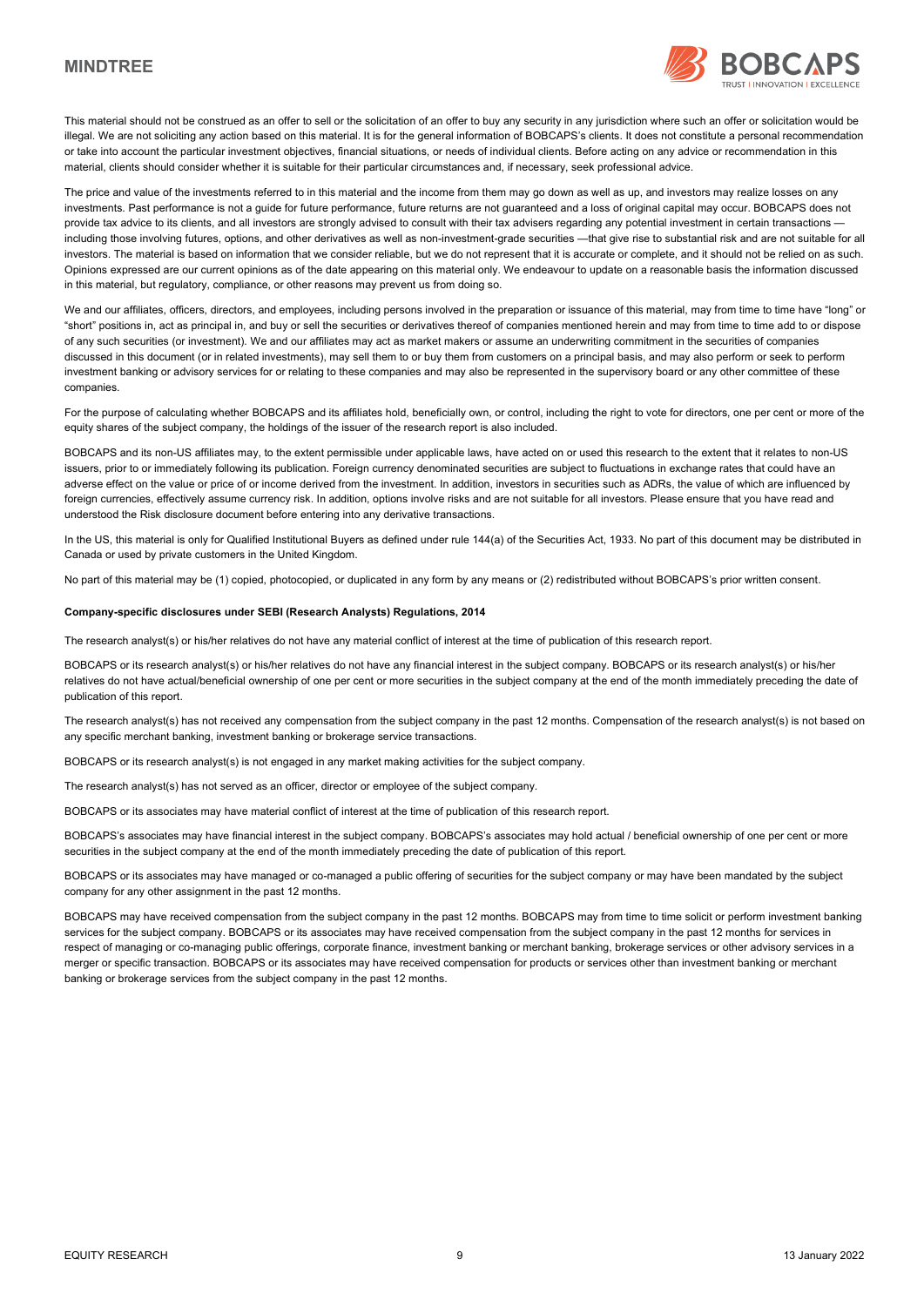This material should not be construed as an offer to sell or the solicitation of an offer to buy any security in any jurisdiction where such an offer or solicitation would be illegal. We are not soliciting any action based on this material. It is for the general information of BOBCAPS's clients. It does not constitute a personal recommendation or take into account the particular investment objectives, financial situations, or needs of individual clients. Before acting on any advice or recommendation in this material, clients should consider whether it is suitable for their particular circumstances and, if necessary, seek professional advice.

The price and value of the investments referred to in this material and the income from them may go down as well as up, and investors may realize losses on any investments. Past performance is not a guide for future performance, future returns are not guaranteed and a loss of original capital may occur. BOBCAPS does not provide tax advice to its clients, and all investors are strongly advised to consult with their tax advisers regarding any potential investment in certain transactions — including those involving futures, options, and other derivatives as well as non-investment-grade securities —that give rise to substantial risk and are not suitable for all investors. The material is based on information that we consider reliable, but we do not represent that it is accurate or complete, and it should not be relied on as such. Opinions expressed are our current opinions as of the date appearing on this material only. We endeavour to update on a reasonable basis the information discussed in this material, but regulatory, compliance, or other reasons may prevent us from doing so.

We and our affiliates, officers, directors, and employees, including persons involved in the preparation or issuance of this material, may from time to time have "long" or "short" positions in, act as principal in, and buy or sell the securities or derivatives thereof of companies mentioned herein and may from time to time add to or dispose of any such securities (or investment). We and our affiliates may act as market makers or assume an underwriting commitment in the securities of companies discussed in this document (or in related investments), may sell them to or buy them from customers on a principal basis, and may also perform or seek to perform investment banking or advisory services for or relating to these companies and may also be represented in the supervisory board or any other committee of these companies.

For the purpose of calculating whether BOBCAPS and its affiliates hold, beneficially own, or control, including the right to vote for directors, one per cent or more of the equity shares of the subject company, the holdings of the issuer of the research report is also included.

BOBCAPS and its non-US affiliates may, to the extent permissible under applicable laws, have acted on or used this research to the extent that it relates to non-US issuers, prior to or immediately following its publication. Foreign currency denominated securities are subject to fluctuations in exchange rates that could have an adverse effect on the value or price of or income derived from the investment. In addition, investors in securities such as ADRs, the value of which are influenced by foreign currencies, effectively assume currency risk. In addition, options involve risks and are not suitable for all investors. Please ensure that you have read and understood the Risk disclosure document before entering into any derivative transactions.

In the US, this material is only for Qualified Institutional Buyers as defined under rule 144(a) of the Securities Act, 1933. No part of this document may be distributed in Canada or used by private customers in the United Kingdom.

No part of this material may be (1) copied, photocopied, or duplicated in any form by any means or (2) redistributed without BOBCAPS's prior written consent.

**Company-specific disclosures under SEBI (Research Analysts) Regulations, 2014**

The research analyst(s) or his/her relatives do not have any material conflict of interest at the time of publication of this research report.

BOBCAPS or its research analyst(s) or his/her relatives do not have any financial interest in the subject company. BOBCAPS or its research analyst(s) or his/her relatives do not have actual/beneficial ownership of one per cent or more securities in the subject company at the end of the month immediately preceding the date of publication of this report.

The research analyst(s) has not received any compensation from the subject company in the past 12 months. Compensation of the research analyst(s) is not based on any specific merchant banking, investment banking or brokerage service transactions.

BOBCAPS or its research analyst(s) is not engaged in any market making activities for the subject company.

The research analyst(s) has not served as an officer, director or employee of the subject company.

BOBCAPS or its associates may have material conflict of interest at the time of publication of this research report.

BOBCAPS's associates may have financial interest in the subject company. BOBCAPS's associates may hold actual / beneficial ownership of one per cent or more securities in the subject company at the end of the month immediately preceding the date of publication of this report.

BOBCAPS or its associates may have managed or co-managed a public offering of securities for the subject company or may have been mandated by the subject company for any other assignment in the past 12 months.

BOBCAPS may have received compensation from the subject company in the past 12 months. BOBCAPS may from time to time solicit or perform investment banking services for the subject company. BOBCAPS or its associates may have received compensation from the subject company in the past 12 months for services in respect of managing or co-managing public offerings, corporate finance, investment banking or merchant banking, brokerage services or other advisory services in a merger or specific transaction. BOBCAPS or its associates may have received compensation for products or services other than investment banking or merchant banking or brokerage services from the subject company in the past 12 months.